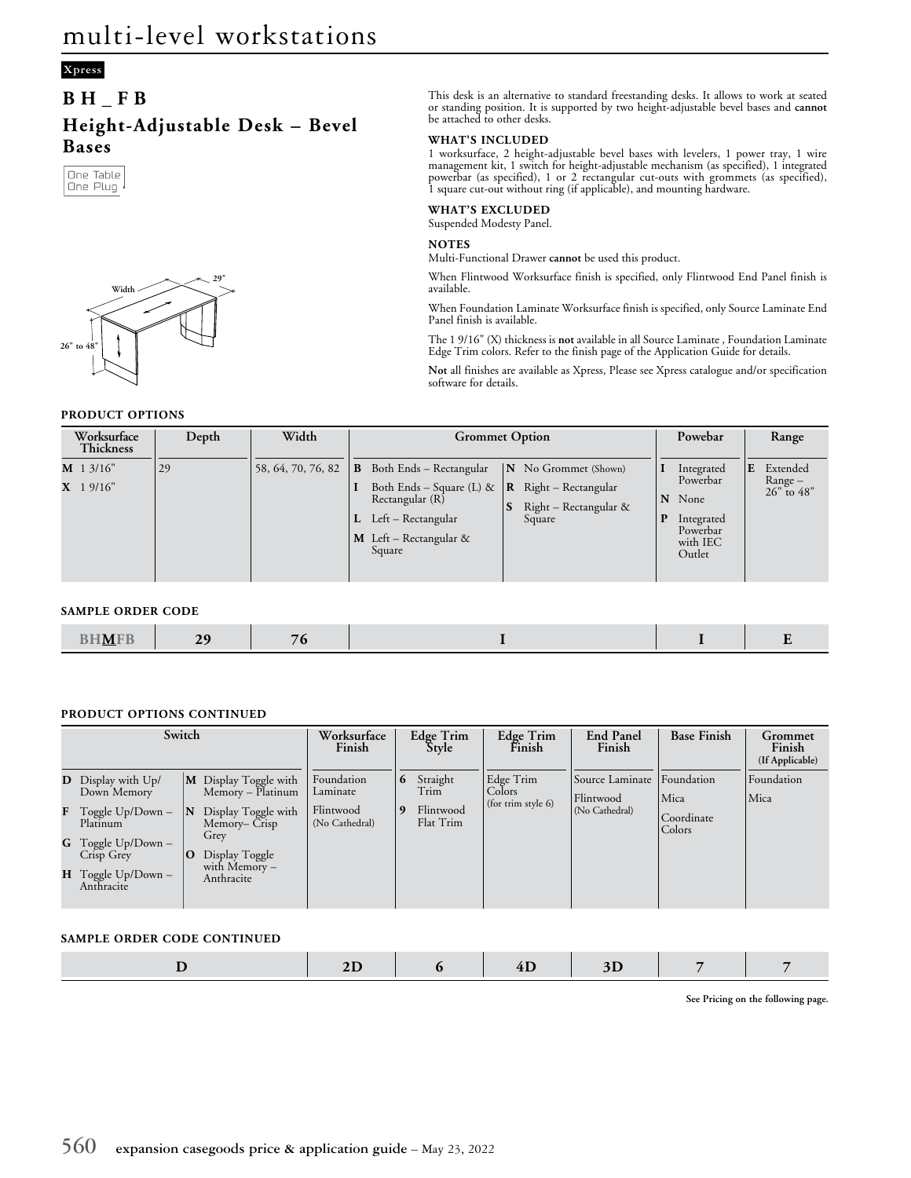# multi-level workstations

Xpress

## B H _ F B

## Height-Adjustable Desk – Bevel Bases

One Table
One Plug

This desk is an alternative to standard freestanding desks. It allows to work at seated or standing position. It is supported by two height-adjustable bevel bases and **cannot** be attached to other desks.

**WHAT'S INCLUDED**

1 worksurface, 2 height-adjustable bevel bases with levelers, 1 power tray, 1 wire management kit, 1 switch for height-adjustable mechanism (as specified), 1 integrated powerbar (as specified), 1 or 2 rectangular cut-outs with grommets (as specified), 1 square cut-out without ring (if applicable), and mounting hardware.

**WHAT'S EXCLUDED**

Suspended Modesty Panel.

**NOTES**

Multi-Functional Drawer **cannot** be used this product.

When Flintwood Worksurface finish is specified, only Flintwood End Panel finish is available.

When Foundation Laminate Worksurface finish is specified, only Source Laminate End Panel finish is available.

The 1 9/16" (X) thickness is **not** available in all Source Laminate , Foundation Laminate Edge Trim colors. Refer to the finish page of the Application Guide for details.

**Not** all finishes are available as Xpress, Please see Xpress catalogue and/or specification software for details.

Width — 29" — 26" to 48"

**PRODUCT OPTIONS**

| Worksurface Thickness | Depth | Width | Grommet Option | | Powebar | Range |
|---|---|---|---|---|---|---|
| **M** 1 3/16"<br>**X** 1 9/16" | 29 | 58, 64, 70, 76, 82 | **B** Both Ends – Rectangular<br>**I** Both Ends – Square (L) & Rectangular (R)<br>**L** Left – Rectangular<br>**M** Left – Rectangular & Square | **N** No Grommet (Shown)<br>**R** Right – Rectangular<br>**S** Right – Rectangular & Square | **I** Integrated Powerbar<br>**N** None<br>**P** Integrated Powerbar with IEC Outlet | **E** Extended Range – 26" to 48" |

**SAMPLE ORDER CODE**

| BH**M**FB | 29 | 76 | I | I | E |
|---|---|---|---|---|---|

**PRODUCT OPTIONS CONTINUED**

| Switch | | Worksurface Finish | Edge Trim Style | Edge Trim Finish | End Panel Finish | Base Finish | Grommet Finish (If Applicable) |
|---|---|---|---|---|---|---|---|
| **D** Display with Up/ Down Memory<br>**F** Toggle Up/Down – Platinum<br>**G** Toggle Up/Down – Crisp Grey<br>**H** Toggle Up/Down – Anthracite | **M** Display Toggle with Memory – Platinum<br>**N** Display Toggle with Memory– Crisp Grey<br>**O** Display Toggle with Memory – Anthracite | Foundation Laminate<br>Flintwood (No Cathedral) | **6** Straight Trim<br>**9** Flintwood Flat Trim | Edge Trim Colors (for trim style 6) | Source Laminate<br>Flintwood (No Cathedral) | Foundation<br>Mica<br>Coordinate Colors | Foundation<br>Mica |

**SAMPLE ORDER CODE CONTINUED**

| D | 2D | 6 | 4D | 3D | 7 | 7 |
|---|---|---|---|---|---|---|

**See Pricing on the following page.**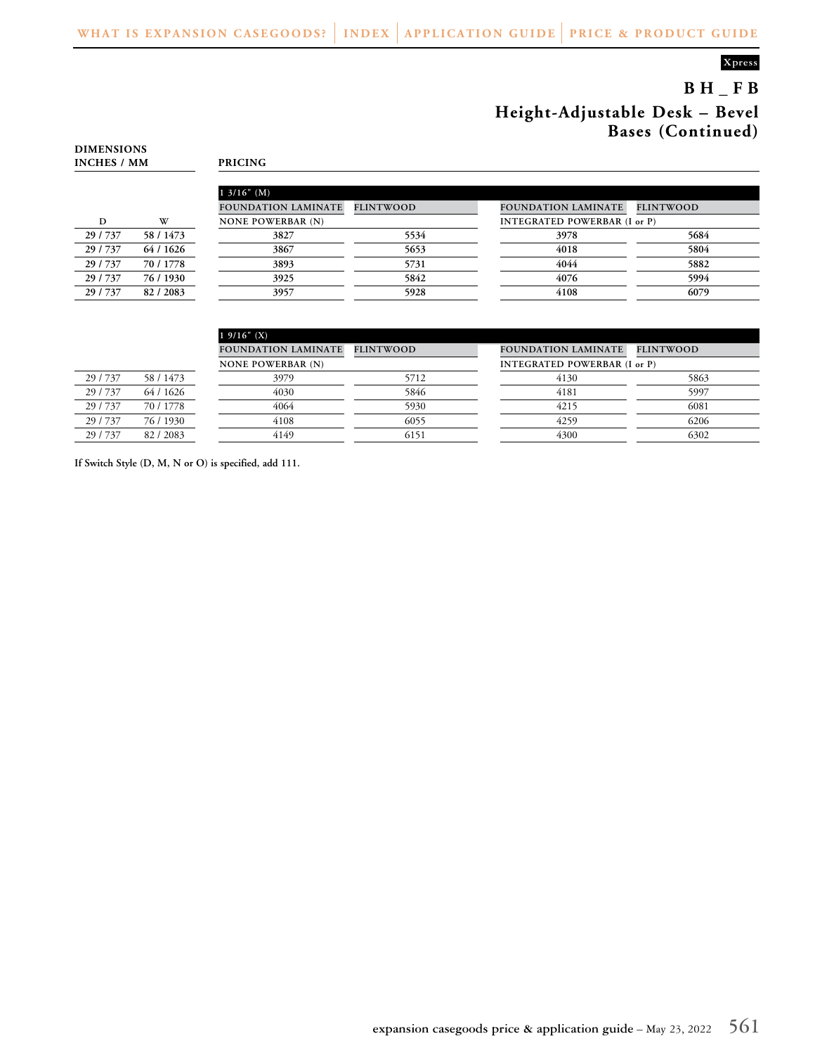Xpress

# B H _ F B

## Height-Adjustable Desk – Bevel Bases (Continued)

| DIMENSIONS INCHES / MM | | PRICING | | | |
|---|---|---|---|---|---|
| | | **1 3/16" (M)** | | | |
| | | FOUNDATION LAMINATE | FLINTWOOD | FOUNDATION LAMINATE | FLINTWOOD |
| D | W | NONE POWERBAR (N) | | INTEGRATED POWERBAR (I or P) | |
| **29 / 737** | **58 / 1473** | **3827** | **5534** | **3978** | **5684** |
| **29 / 737** | **64 / 1626** | **3867** | **5653** | **4018** | **5804** |
| **29 / 737** | **70 / 1778** | **3893** | **5731** | **4044** | **5882** |
| **29 / 737** | **76 / 1930** | **3925** | **5842** | **4076** | **5994** |
| **29 / 737** | **82 / 2083** | **3957** | **5928** | **4108** | **6079** |

| | | **1 9/16" (X)** | | | |
|---|---|---|---|---|---|
| | | FOUNDATION LAMINATE | FLINTWOOD | FOUNDATION LAMINATE | FLINTWOOD |
| | | NONE POWERBAR (N) | | INTEGRATED POWERBAR (I or P) | |
| 29 / 737 | 58 / 1473 | 3979 | 5712 | 4130 | 5863 |
| 29 / 737 | 64 / 1626 | 4030 | 5846 | 4181 | 5997 |
| 29 / 737 | 70 / 1778 | 4064 | 5930 | 4215 | 6081 |
| 29 / 737 | 76 / 1930 | 4108 | 6055 | 4259 | 6206 |
| 29 / 737 | 82 / 2083 | 4149 | 6151 | 4300 | 6302 |

**If Switch Style (D, M, N or O) is specified, add 111.**